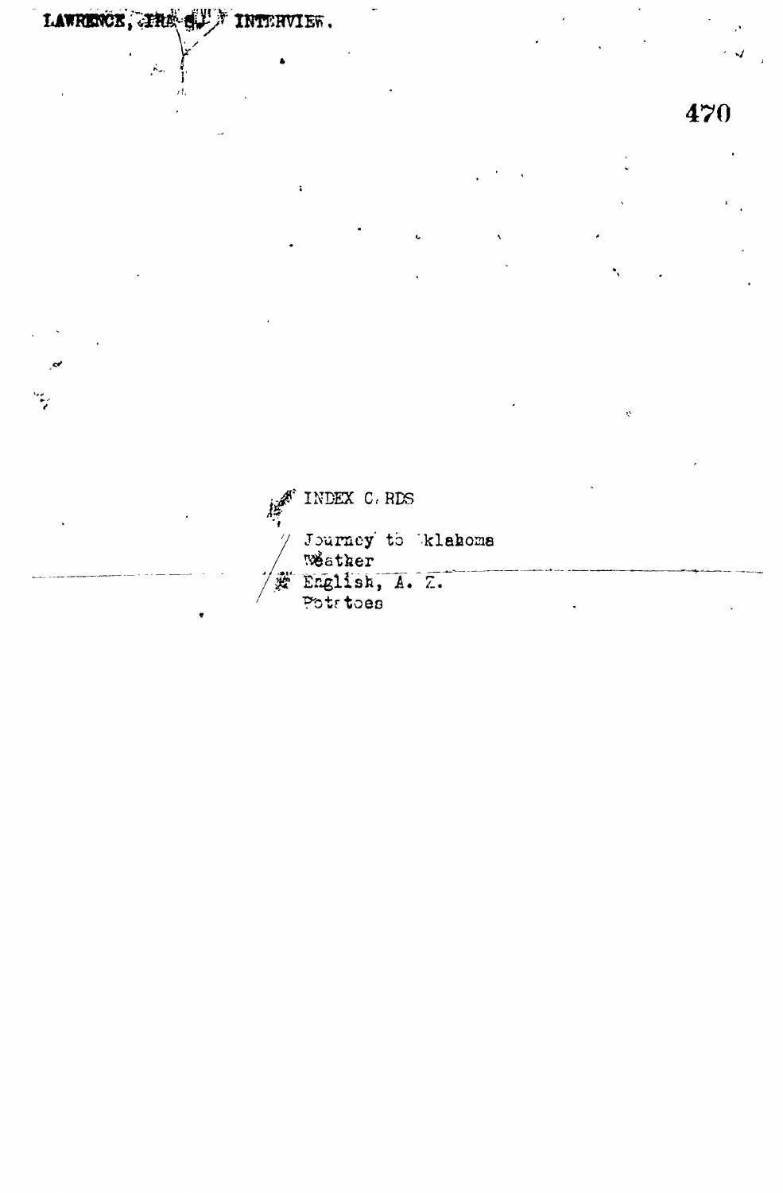LAWRENCE, IRA J. INTERVIEW.

INDEX CARDS

Journey to Oklahoma
Weather
English, A. Z.
Potatoes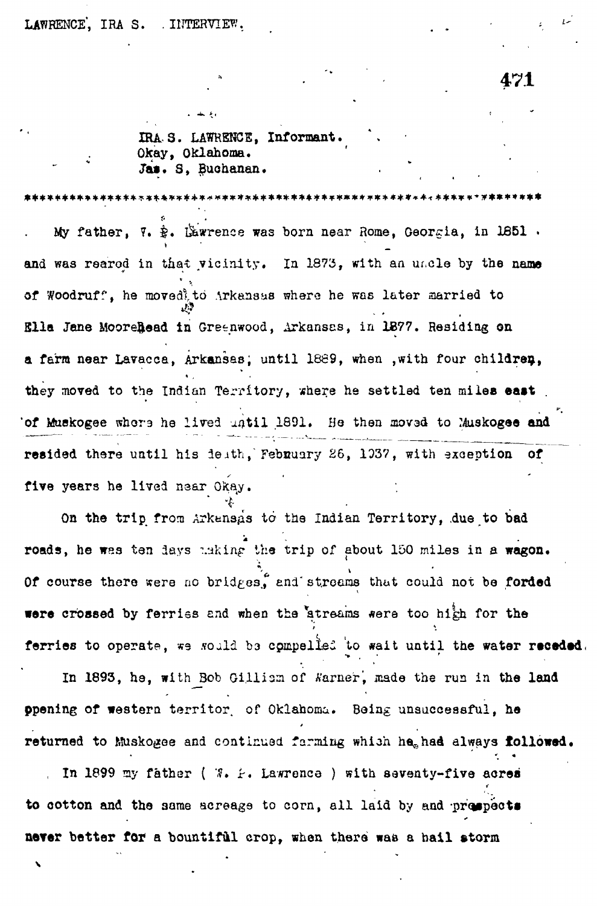IRA S. LAWRENCE, Informant.
Okay, Oklahoma.
Jas. S, Buchanan.

****************************************************************************

My father, W. P. Lawrence was born near Rome, Georgia, in 1851 and was reared in that vicinity. In 1873, with an uncle by the name of Woodruff, he moved to Arkansas where he was later married to Ella Jane Moorehead in Greenwood, Arkansas, in 1877. Residing on a farm near Lavacca, Arkansas, until 1889, when ,with four children, they moved to the Indian Territory, where he settled ten miles east of Muskogee where he lived until 1891. He then moved to Muskogee and resided there until his death, February 26, 1937, with exception of five years he lived near Okay.

On the trip from Arkansas to the Indian Territory, due to bad roads, he was ten days making the trip of about 150 miles in a wagon. Of course there were no bridges, and streams that could not be forded were crossed by ferries and when the streams were too high for the ferries to operate, we would be compelled to wait until the water receded.

In 1893, he, with Bob Gilliam of Warner, made the run in the land opening of western territor of Oklahoma. Being unsuccessful, he returned to Muskogee and continued farming which he had always followed.

In 1899 my father ( W. P. Lawrence ) with seventy-five acres to cotton and the same acreage to corn, all laid by and prospects never better for a bountiful crop, when there was a hail storm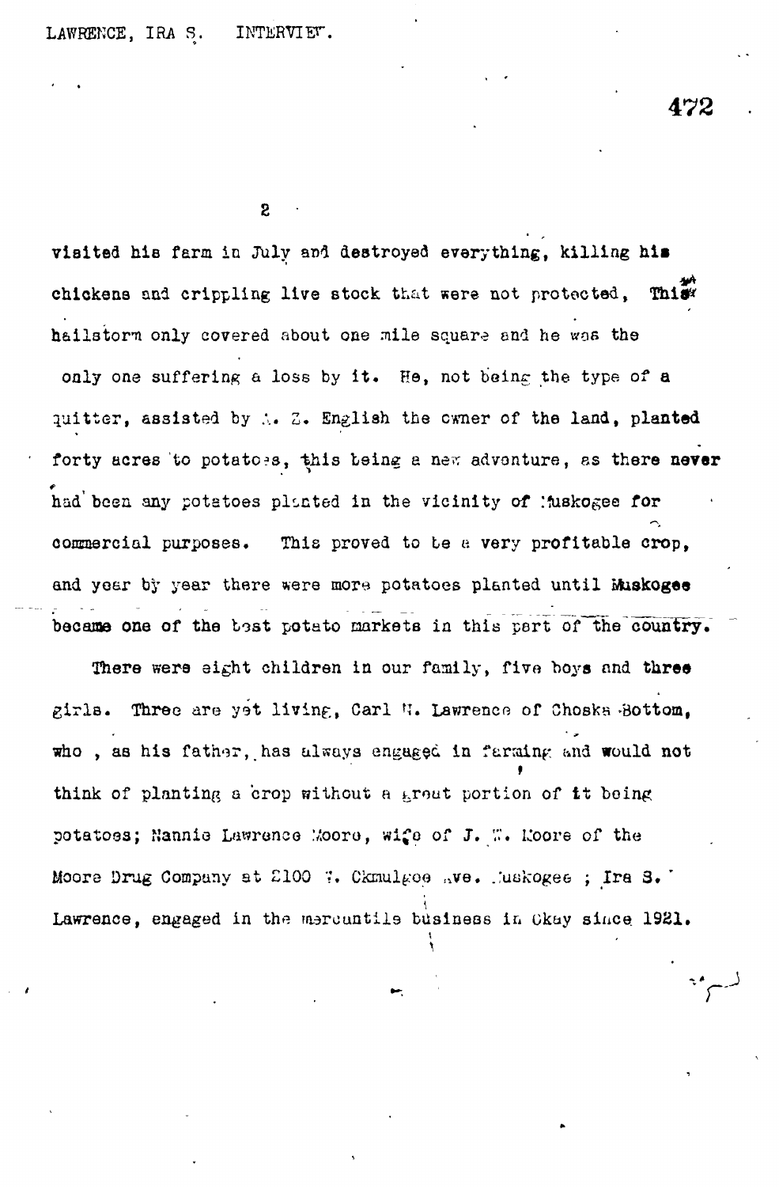visited his farm in July and destroyed everything, killing his chickens and crippling live stock that were not protected. This hailstorm only covered about one mile square and he was the only one suffering a loss by it. He, not being the type of a quitter, assisted by A. Z. English the owner of the land, planted forty acres to potatoes, this being a new adventure, as there never had been any potatoes planted in the vicinity of Muskogee for commercial purposes. This proved to be a very profitable crop, and year by year there were more potatoes planted until Muskogee became one of the best potato markets in this part of the country.

There were eight children in our family, five boys and three girls. Three are yet living, Carl N. Lawrence of Choska Bottom, who , as his father, has always engaged in farming and would not think of planting a crop without a great portion of it being potatoes; Nannie Lawrence Moore, wife of J. W. Moore of the Moore Drug Company at 2100 W. Okmulgee Ave. Muskogee ; Ira S. Lawrence, engaged in the mercantile business in Okay since 1921.